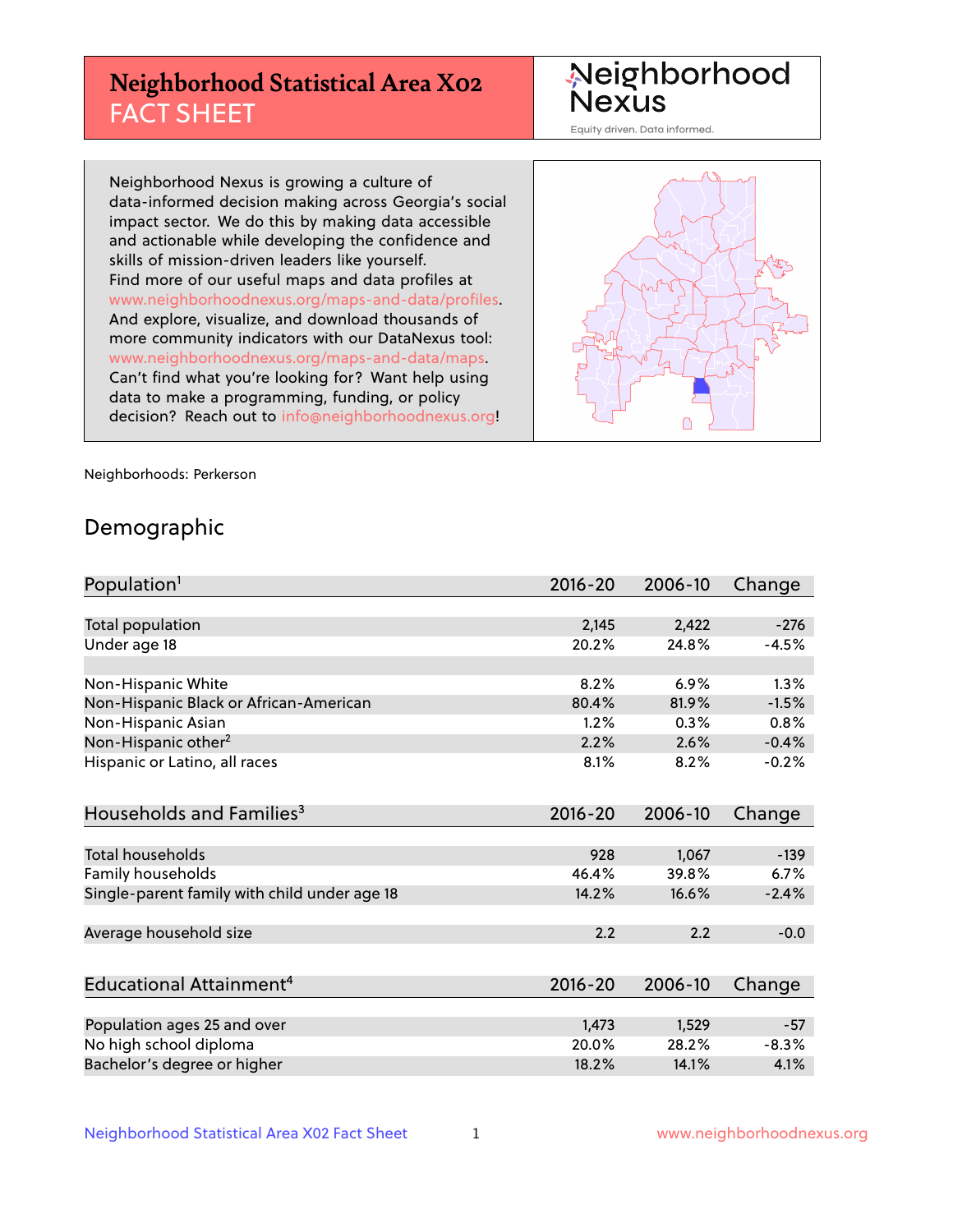# Neighborhood Statistical Area X02 FACT SHEET

Neighborhood Nexus

Equity driven. Data informed.

Neighborhood Nexus is growing a culture of data-informed decision making across Georgia's social impact sector. We do this by making data accessible and actionable while developing the confidence and skills of mission-driven leaders like yourself. Find more of our useful maps and data profiles at www.neighborhoodnexus.org/maps-and-data/profiles. And explore, visualize, and download thousands of more community indicators with our DataNexus tool: www.neighborhoodnexus.org/maps-and-data/maps. Can't find what you're looking for? Want help using data to make a programming, funding, or policy decision? Reach out to info@neighborhoodnexus.org!

Neighborhoods: Perkerson

## Demographic

| Population[1] | 2016-20 | 2006-10 | Change |
|---|---|---|---|
| Total population | 2,145 | 2,422 | -276 |
| Under age 18 | 20.2% | 24.8% | -4.5% |
| | | | |
| Non-Hispanic White | 8.2% | 6.9% | 1.3% |
| Non-Hispanic Black or African-American | 80.4% | 81.9% | -1.5% |
| Non-Hispanic Asian | 1.2% | 0.3% | 0.8% |
| Non-Hispanic other[2] | 2.2% | 2.6% | -0.4% |
| Hispanic or Latino, all races | 8.1% | 8.2% | -0.2% |

| Households and Families[3] | 2016-20 | 2006-10 | Change |
|---|---|---|---|
| Total households | 928 | 1,067 | -139 |
| Family households | 46.4% | 39.8% | 6.7% |
| Single-parent family with child under age 18 | 14.2% | 16.6% | -2.4% |
| | | | |
| Average household size | 2.2 | 2.2 | -0.0 |

| Educational Attainment[4] | 2016-20 | 2006-10 | Change |
|---|---|---|---|
| Population ages 25 and over | 1,473 | 1,529 | -57 |
| No high school diploma | 20.0% | 28.2% | -8.3% |
| Bachelor's degree or higher | 18.2% | 14.1% | 4.1% |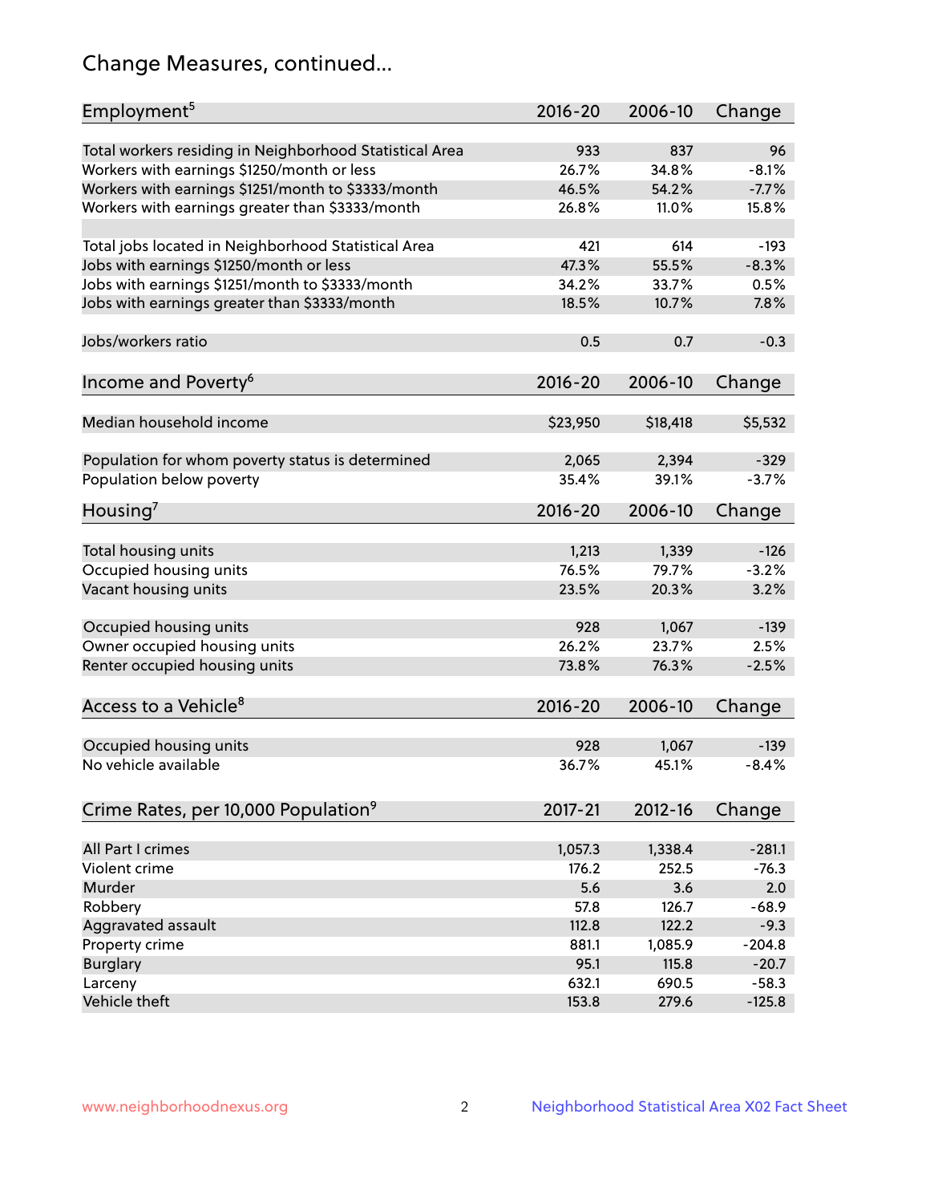# Change Measures, continued...

| Employment[5] | 2016-20 | 2006-10 | Change |
|---|---|---|---|
| Total workers residing in Neighborhood Statistical Area | 933 | 837 | 96 |
| Workers with earnings $1250/month or less | 26.7% | 34.8% | -8.1% |
| Workers with earnings $1251/month to $3333/month | 46.5% | 54.2% | -7.7% |
| Workers with earnings greater than $3333/month | 26.8% | 11.0% | 15.8% |
| | | | |
| Total jobs located in Neighborhood Statistical Area | 421 | 614 | -193 |
| Jobs with earnings $1250/month or less | 47.3% | 55.5% | -8.3% |
| Jobs with earnings $1251/month to $3333/month | 34.2% | 33.7% | 0.5% |
| Jobs with earnings greater than $3333/month | 18.5% | 10.7% | 7.8% |
| | | | |
| Jobs/workers ratio | 0.5 | 0.7 | -0.3 |

| Income and Poverty[6] | 2016-20 | 2006-10 | Change |
|---|---|---|---|
| Median household income | $23,950 | $18,418 | $5,532 |
| | | | |
| Population for whom poverty status is determined | 2,065 | 2,394 | -329 |
| Population below poverty | 35.4% | 39.1% | -3.7% |

| Housing[7] | 2016-20 | 2006-10 | Change |
|---|---|---|---|
| Total housing units | 1,213 | 1,339 | -126 |
| Occupied housing units | 76.5% | 79.7% | -3.2% |
| Vacant housing units | 23.5% | 20.3% | 3.2% |
| | | | |
| Occupied housing units | 928 | 1,067 | -139 |
| Owner occupied housing units | 26.2% | 23.7% | 2.5% |
| Renter occupied housing units | 73.8% | 76.3% | -2.5% |

| Access to a Vehicle[8] | 2016-20 | 2006-10 | Change |
|---|---|---|---|
| Occupied housing units | 928 | 1,067 | -139 |
| No vehicle available | 36.7% | 45.1% | -8.4% |

| Crime Rates, per 10,000 Population[9] | 2017-21 | 2012-16 | Change |
|---|---|---|---|
| All Part I crimes | 1,057.3 | 1,338.4 | -281.1 |
| Violent crime | 176.2 | 252.5 | -76.3 |
| Murder | 5.6 | 3.6 | 2.0 |
| Robbery | 57.8 | 126.7 | -68.9 |
| Aggravated assault | 112.8 | 122.2 | -9.3 |
| Property crime | 881.1 | 1,085.9 | -204.8 |
| Burglary | 95.1 | 115.8 | -20.7 |
| Larceny | 632.1 | 690.5 | -58.3 |
| Vehicle theft | 153.8 | 279.6 | -125.8 |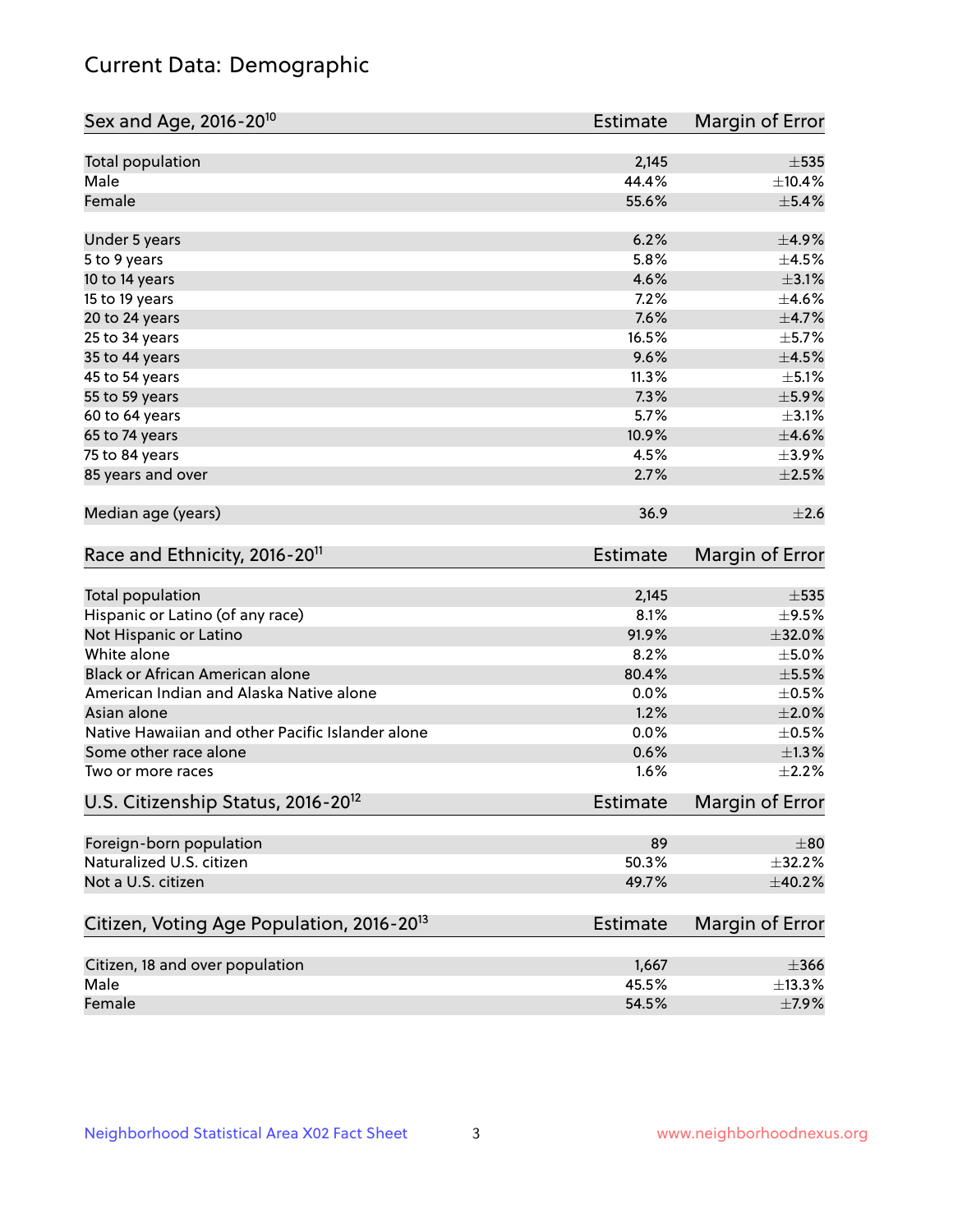# Current Data: Demographic

| Sex and Age, 2016-20[10] | Estimate | Margin of Error |
|---|---|---|
| Total population | 2,145 | ±535 |
| Male | 44.4% | ±10.4% |
| Female | 55.6% | ±5.4% |
| Under 5 years | 6.2% | ±4.9% |
| 5 to 9 years | 5.8% | ±4.5% |
| 10 to 14 years | 4.6% | ±3.1% |
| 15 to 19 years | 7.2% | ±4.6% |
| 20 to 24 years | 7.6% | ±4.7% |
| 25 to 34 years | 16.5% | ±5.7% |
| 35 to 44 years | 9.6% | ±4.5% |
| 45 to 54 years | 11.3% | ±5.1% |
| 55 to 59 years | 7.3% | ±5.9% |
| 60 to 64 years | 5.7% | ±3.1% |
| 65 to 74 years | 10.9% | ±4.6% |
| 75 to 84 years | 4.5% | ±3.9% |
| 85 years and over | 2.7% | ±2.5% |
| Median age (years) | 36.9 | ±2.6 |

| Race and Ethnicity, 2016-20[11] | Estimate | Margin of Error |
|---|---|---|
| Total population | 2,145 | ±535 |
| Hispanic or Latino (of any race) | 8.1% | ±9.5% |
| Not Hispanic or Latino | 91.9% | ±32.0% |
| White alone | 8.2% | ±5.0% |
| Black or African American alone | 80.4% | ±5.5% |
| American Indian and Alaska Native alone | 0.0% | ±0.5% |
| Asian alone | 1.2% | ±2.0% |
| Native Hawaiian and other Pacific Islander alone | 0.0% | ±0.5% |
| Some other race alone | 0.6% | ±1.3% |
| Two or more races | 1.6% | ±2.2% |

| U.S. Citizenship Status, 2016-20[12] | Estimate | Margin of Error |
|---|---|---|
| Foreign-born population | 89 | ±80 |
| Naturalized U.S. citizen | 50.3% | ±32.2% |
| Not a U.S. citizen | 49.7% | ±40.2% |

| Citizen, Voting Age Population, 2016-20[13] | Estimate | Margin of Error |
|---|---|---|
| Citizen, 18 and over population | 1,667 | ±366 |
| Male | 45.5% | ±13.3% |
| Female | 54.5% | ±7.9% |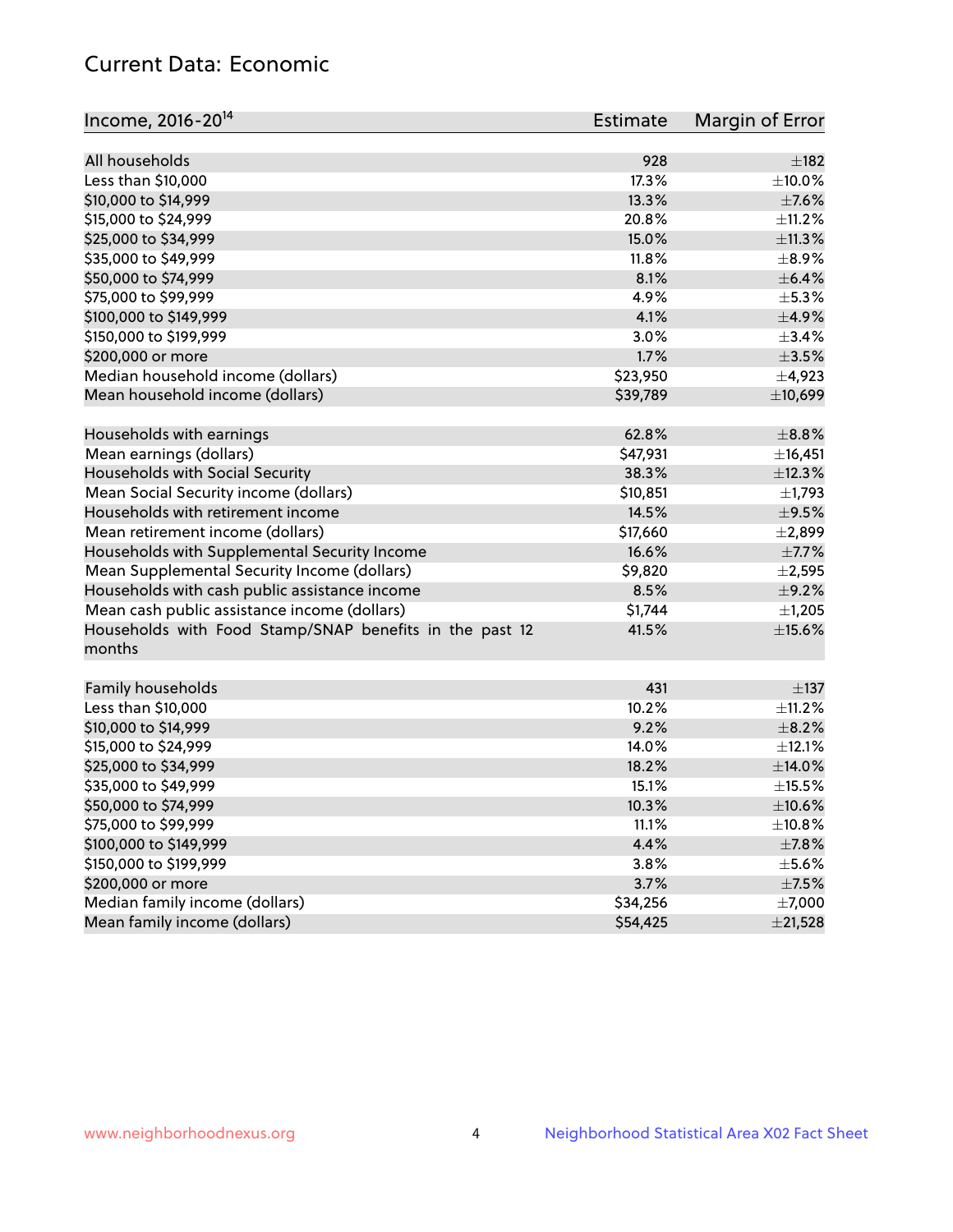## Current Data: Economic

| Income, 2016-20[14] | Estimate | Margin of Error |
|---|---|---|
| All households | 928 | ±182 |
| Less than $10,000 | 17.3% | ±10.0% |
| $10,000 to $14,999 | 13.3% | ±7.6% |
| $15,000 to $24,999 | 20.8% | ±11.2% |
| $25,000 to $34,999 | 15.0% | ±11.3% |
| $35,000 to $49,999 | 11.8% | ±8.9% |
| $50,000 to $74,999 | 8.1% | ±6.4% |
| $75,000 to $99,999 | 4.9% | ±5.3% |
| $100,000 to $149,999 | 4.1% | ±4.9% |
| $150,000 to $199,999 | 3.0% | ±3.4% |
| $200,000 or more | 1.7% | ±3.5% |
| Median household income (dollars) | $23,950 | ±4,923 |
| Mean household income (dollars) | $39,789 | ±10,699 |
| | | |
| Households with earnings | 62.8% | ±8.8% |
| Mean earnings (dollars) | $47,931 | ±16,451 |
| Households with Social Security | 38.3% | ±12.3% |
| Mean Social Security income (dollars) | $10,851 | ±1,793 |
| Households with retirement income | 14.5% | ±9.5% |
| Mean retirement income (dollars) | $17,660 | ±2,899 |
| Households with Supplemental Security Income | 16.6% | ±7.7% |
| Mean Supplemental Security Income (dollars) | $9,820 | ±2,595 |
| Households with cash public assistance income | 8.5% | ±9.2% |
| Mean cash public assistance income (dollars) | $1,744 | ±1,205 |
| Households with Food Stamp/SNAP benefits in the past 12 months | 41.5% | ±15.6% |
| | | |
| Family households | 431 | ±137 |
| Less than $10,000 | 10.2% | ±11.2% |
| $10,000 to $14,999 | 9.2% | ±8.2% |
| $15,000 to $24,999 | 14.0% | ±12.1% |
| $25,000 to $34,999 | 18.2% | ±14.0% |
| $35,000 to $49,999 | 15.1% | ±15.5% |
| $50,000 to $74,999 | 10.3% | ±10.6% |
| $75,000 to $99,999 | 11.1% | ±10.8% |
| $100,000 to $149,999 | 4.4% | ±7.8% |
| $150,000 to $199,999 | 3.8% | ±5.6% |
| $200,000 or more | 3.7% | ±7.5% |
| Median family income (dollars) | $34,256 | ±7,000 |
| Mean family income (dollars) | $54,425 | ±21,528 |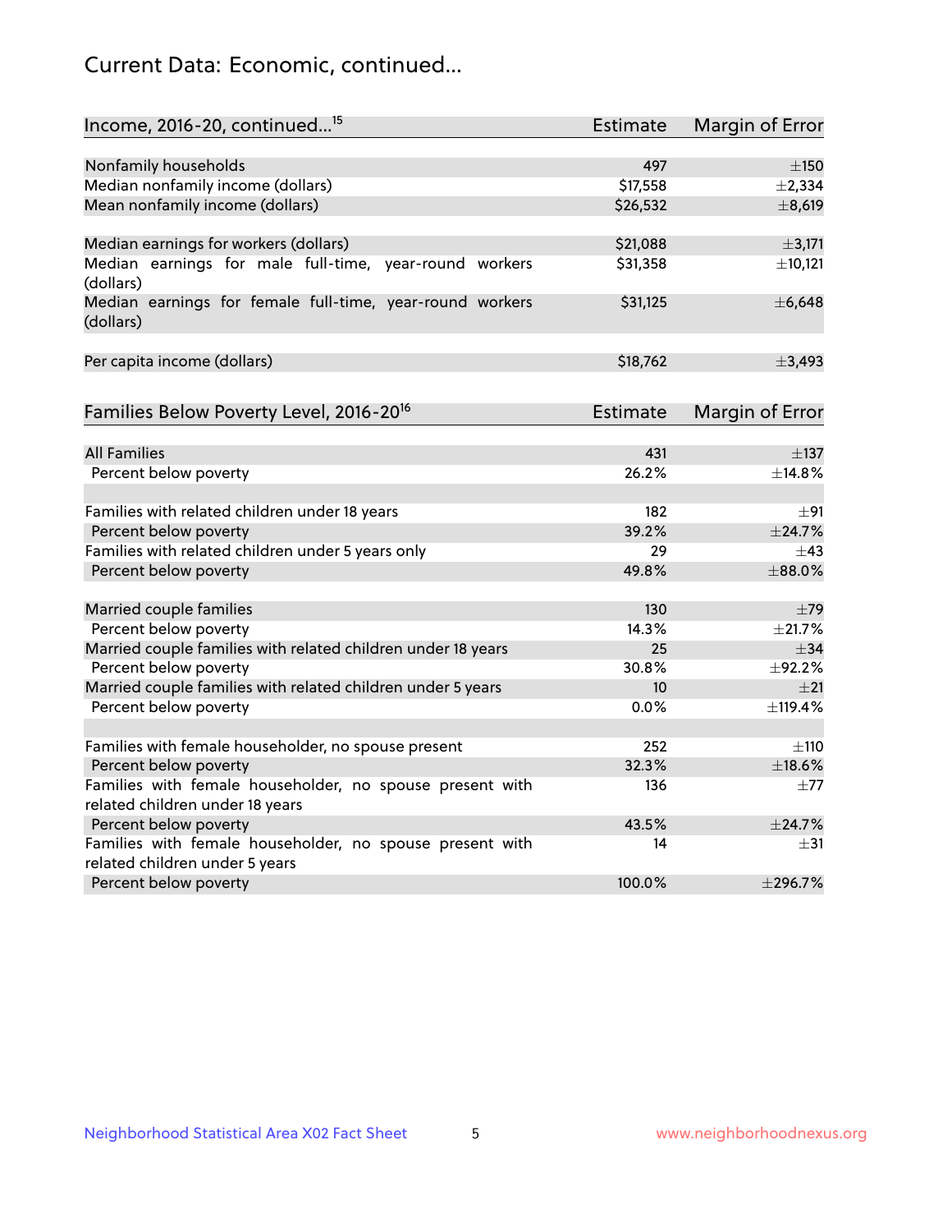# Current Data: Economic, continued...

| Income, 2016-20, continued...[15] | Estimate | Margin of Error |
|---|---|---|
| Nonfamily households | 497 | ±150 |
| Median nonfamily income (dollars) | $17,558 | ±2,334 |
| Mean nonfamily income (dollars) | $26,532 | ±8,619 |
| | | |
| Median earnings for workers (dollars) | $21,088 | ±3,171 |
| Median earnings for male full-time, year-round workers (dollars) | $31,358 | ±10,121 |
| Median earnings for female full-time, year-round workers (dollars) | $31,125 | ±6,648 |
| | | |
| Per capita income (dollars) | $18,762 | ±3,493 |

| Families Below Poverty Level, 2016-20[16] | Estimate | Margin of Error |
|---|---|---|
| All Families | 431 | ±137 |
| Percent below poverty | 26.2% | ±14.8% |
| | | |
| Families with related children under 18 years | 182 | ±91 |
| Percent below poverty | 39.2% | ±24.7% |
| Families with related children under 5 years only | 29 | ±43 |
| Percent below poverty | 49.8% | ±88.0% |
| | | |
| Married couple families | 130 | ±79 |
| Percent below poverty | 14.3% | ±21.7% |
| Married couple families with related children under 18 years | 25 | ±34 |
| Percent below poverty | 30.8% | ±92.2% |
| Married couple families with related children under 5 years | 10 | ±21 |
| Percent below poverty | 0.0% | ±119.4% |
| | | |
| Families with female householder, no spouse present | 252 | ±110 |
| Percent below poverty | 32.3% | ±18.6% |
| Families with female householder, no spouse present with related children under 18 years | 136 | ±77 |
| Percent below poverty | 43.5% | ±24.7% |
| Families with female householder, no spouse present with related children under 5 years | 14 | ±31 |
| Percent below poverty | 100.0% | ±296.7% |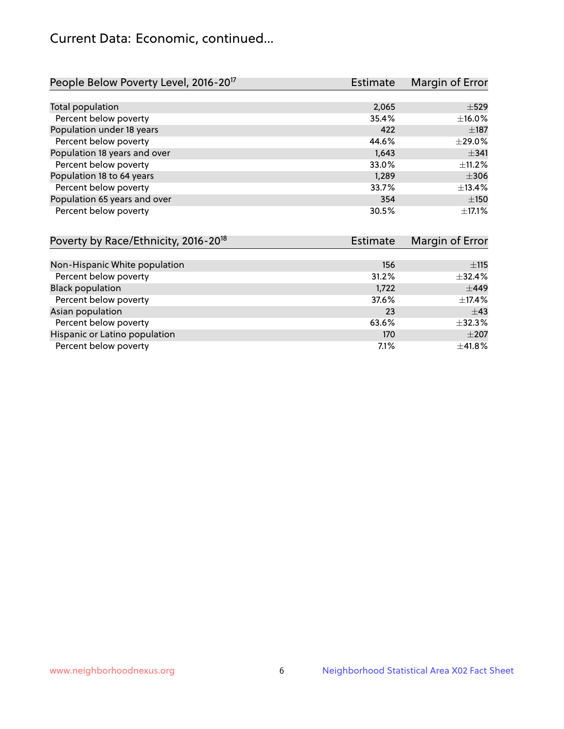## Current Data: Economic, continued...

| People Below Poverty Level, 2016-20[17] | Estimate | Margin of Error |
|---|---|---|
| Total population | 2,065 | ±529 |
| Percent below poverty | 35.4% | ±16.0% |
| Population under 18 years | 422 | ±187 |
| Percent below poverty | 44.6% | ±29.0% |
| Population 18 years and over | 1,643 | ±341 |
| Percent below poverty | 33.0% | ±11.2% |
| Population 18 to 64 years | 1,289 | ±306 |
| Percent below poverty | 33.7% | ±13.4% |
| Population 65 years and over | 354 | ±150 |
| Percent below poverty | 30.5% | ±17.1% |

| Poverty by Race/Ethnicity, 2016-20[18] | Estimate | Margin of Error |
|---|---|---|
| Non-Hispanic White population | 156 | ±115 |
| Percent below poverty | 31.2% | ±32.4% |
| Black population | 1,722 | ±449 |
| Percent below poverty | 37.6% | ±17.4% |
| Asian population | 23 | ±43 |
| Percent below poverty | 63.6% | ±32.3% |
| Hispanic or Latino population | 170 | ±207 |
| Percent below poverty | 7.1% | ±41.8% |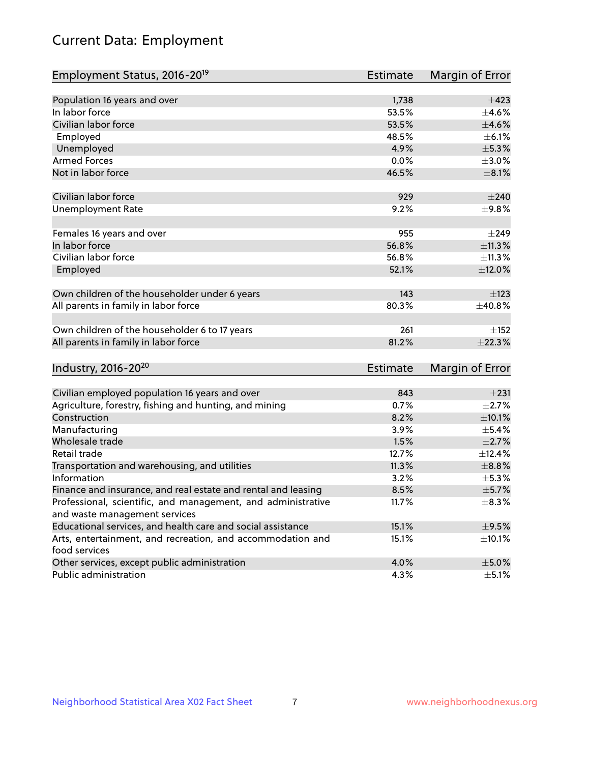# Current Data: Employment

| Employment Status, 2016-20[19] | Estimate | Margin of Error |
|---|---|---|
| Population 16 years and over | 1,738 | ±423 |
| In labor force | 53.5% | ±4.6% |
| Civilian labor force | 53.5% | ±4.6% |
| Employed | 48.5% | ±6.1% |
| Unemployed | 4.9% | ±5.3% |
| Armed Forces | 0.0% | ±3.0% |
| Not in labor force | 46.5% | ±8.1% |
| | | |
| Civilian labor force | 929 | ±240 |
| Unemployment Rate | 9.2% | ±9.8% |
| | | |
| Females 16 years and over | 955 | ±249 |
| In labor force | 56.8% | ±11.3% |
| Civilian labor force | 56.8% | ±11.3% |
| Employed | 52.1% | ±12.0% |
| | | |
| Own children of the householder under 6 years | 143 | ±123 |
| All parents in family in labor force | 80.3% | ±40.8% |
| | | |
| Own children of the householder 6 to 17 years | 261 | ±152 |
| All parents in family in labor force | 81.2% | ±22.3% |

| Industry, 2016-20[20] | Estimate | Margin of Error |
|---|---|---|
| Civilian employed population 16 years and over | 843 | ±231 |
| Agriculture, forestry, fishing and hunting, and mining | 0.7% | ±2.7% |
| Construction | 8.2% | ±10.1% |
| Manufacturing | 3.9% | ±5.4% |
| Wholesale trade | 1.5% | ±2.7% |
| Retail trade | 12.7% | ±12.4% |
| Transportation and warehousing, and utilities | 11.3% | ±8.8% |
| Information | 3.2% | ±5.3% |
| Finance and insurance, and real estate and rental and leasing | 8.5% | ±5.7% |
| Professional, scientific, and management, and administrative and waste management services | 11.7% | ±8.3% |
| Educational services, and health care and social assistance | 15.1% | ±9.5% |
| Arts, entertainment, and recreation, and accommodation and food services | 15.1% | ±10.1% |
| Other services, except public administration | 4.0% | ±5.0% |
| Public administration | 4.3% | ±5.1% |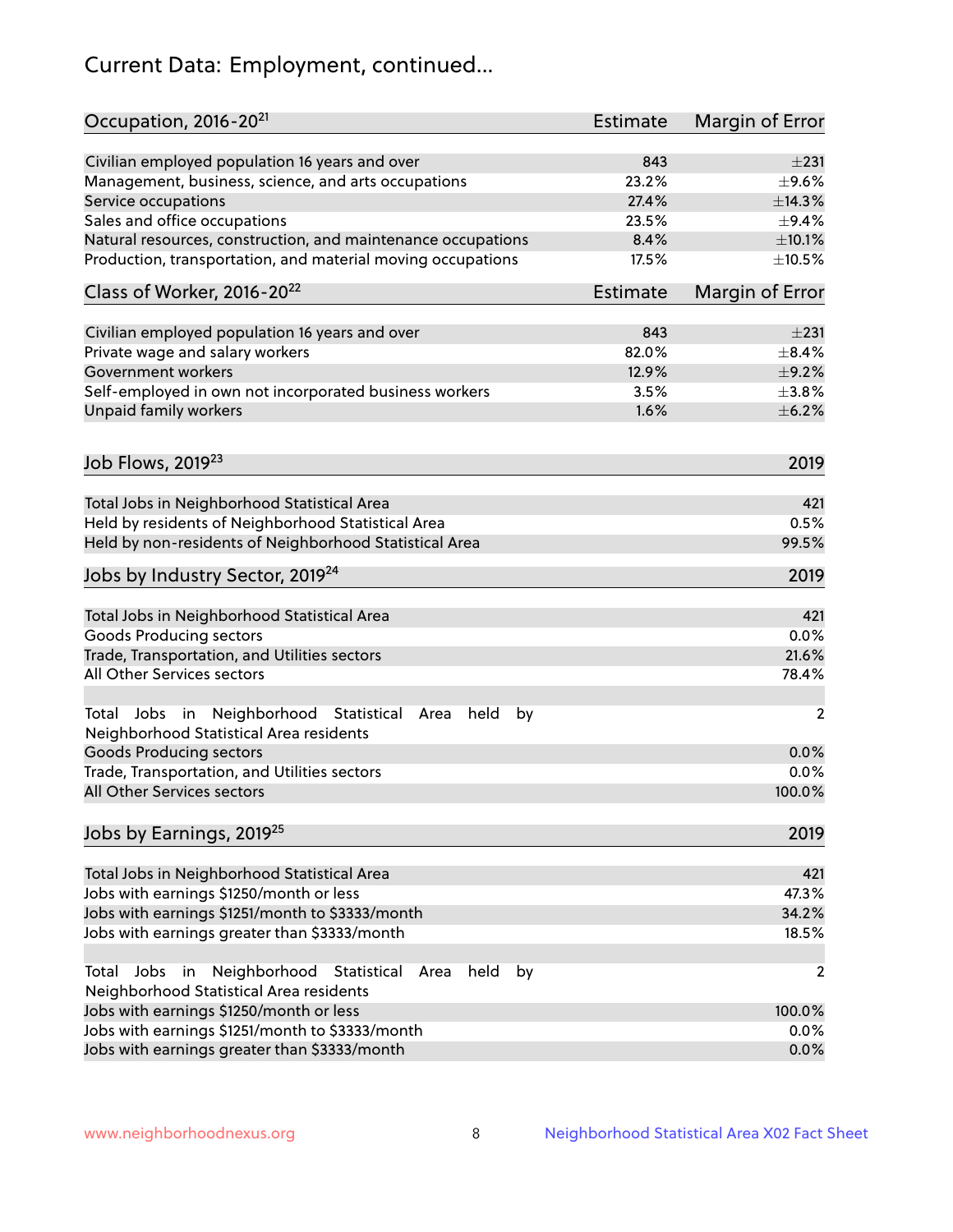## Current Data: Employment, continued...

| Occupation, 2016-20[21] | Estimate | Margin of Error |
|---|---|---|
| Civilian employed population 16 years and over | 843 | ±231 |
| Management, business, science, and arts occupations | 23.2% | ±9.6% |
| Service occupations | 27.4% | ±14.3% |
| Sales and office occupations | 23.5% | ±9.4% |
| Natural resources, construction, and maintenance occupations | 8.4% | ±10.1% |
| Production, transportation, and material moving occupations | 17.5% | ±10.5% |

| Class of Worker, 2016-20[22] | Estimate | Margin of Error |
|---|---|---|
| Civilian employed population 16 years and over | 843 | ±231 |
| Private wage and salary workers | 82.0% | ±8.4% |
| Government workers | 12.9% | ±9.2% |
| Self-employed in own not incorporated business workers | 3.5% | ±3.8% |
| Unpaid family workers | 1.6% | ±6.2% |

| Job Flows, 2019[23] | 2019 |
|---|---|
| Total Jobs in Neighborhood Statistical Area | 421 |
| Held by residents of Neighborhood Statistical Area | 0.5% |
| Held by non-residents of Neighborhood Statistical Area | 99.5% |

| Jobs by Industry Sector, 2019[24] | 2019 |
|---|---|
| Total Jobs in Neighborhood Statistical Area | 421 |
| Goods Producing sectors | 0.0% |
| Trade, Transportation, and Utilities sectors | 21.6% |
| All Other Services sectors | 78.4% |
| | |
| Total Jobs in Neighborhood Statistical Area held by Neighborhood Statistical Area residents | 2 |
| Goods Producing sectors | 0.0% |
| Trade, Transportation, and Utilities sectors | 0.0% |
| All Other Services sectors | 100.0% |

| Jobs by Earnings, 2019[25] | 2019 |
|---|---|
| Total Jobs in Neighborhood Statistical Area | 421 |
| Jobs with earnings $1250/month or less | 47.3% |
| Jobs with earnings $1251/month to $3333/month | 34.2% |
| Jobs with earnings greater than $3333/month | 18.5% |
| | |
| Total Jobs in Neighborhood Statistical Area held by Neighborhood Statistical Area residents | 2 |
| Jobs with earnings $1250/month or less | 100.0% |
| Jobs with earnings $1251/month to $3333/month | 0.0% |
| Jobs with earnings greater than $3333/month | 0.0% |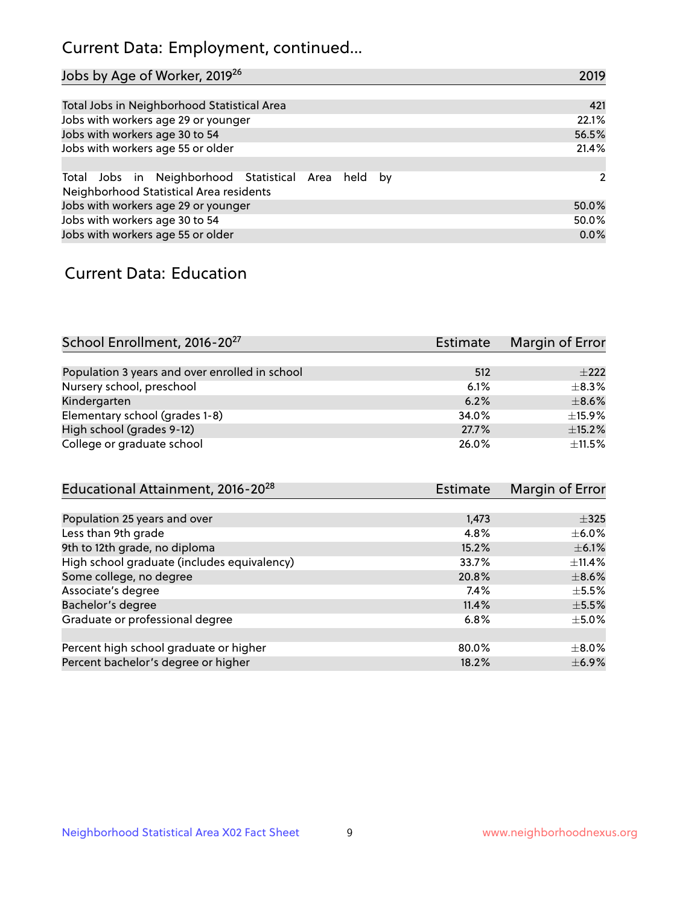# Current Data: Employment, continued...

| Jobs by Age of Worker, 2019[26] | 2019 |
| --- | --- |
| Total Jobs in Neighborhood Statistical Area | 421 |
| Jobs with workers age 29 or younger | 22.1% |
| Jobs with workers age 30 to 54 | 56.5% |
| Jobs with workers age 55 or older | 21.4% |
| | |
| Total Jobs in Neighborhood Statistical Area held by Neighborhood Statistical Area residents | 2 |
| Jobs with workers age 29 or younger | 50.0% |
| Jobs with workers age 30 to 54 | 50.0% |
| Jobs with workers age 55 or older | 0.0% |

# Current Data: Education

| School Enrollment, 2016-20[27] | Estimate | Margin of Error |
| --- | --- | --- |
| Population 3 years and over enrolled in school | 512 | ±222 |
| Nursery school, preschool | 6.1% | ±8.3% |
| Kindergarten | 6.2% | ±8.6% |
| Elementary school (grades 1-8) | 34.0% | ±15.9% |
| High school (grades 9-12) | 27.7% | ±15.2% |
| College or graduate school | 26.0% | ±11.5% |

| Educational Attainment, 2016-20[28] | Estimate | Margin of Error |
| --- | --- | --- |
| Population 25 years and over | 1,473 | ±325 |
| Less than 9th grade | 4.8% | ±6.0% |
| 9th to 12th grade, no diploma | 15.2% | ±6.1% |
| High school graduate (includes equivalency) | 33.7% | ±11.4% |
| Some college, no degree | 20.8% | ±8.6% |
| Associate's degree | 7.4% | ±5.5% |
| Bachelor's degree | 11.4% | ±5.5% |
| Graduate or professional degree | 6.8% | ±5.0% |
| | | |
| Percent high school graduate or higher | 80.0% | ±8.0% |
| Percent bachelor's degree or higher | 18.2% | ±6.9% |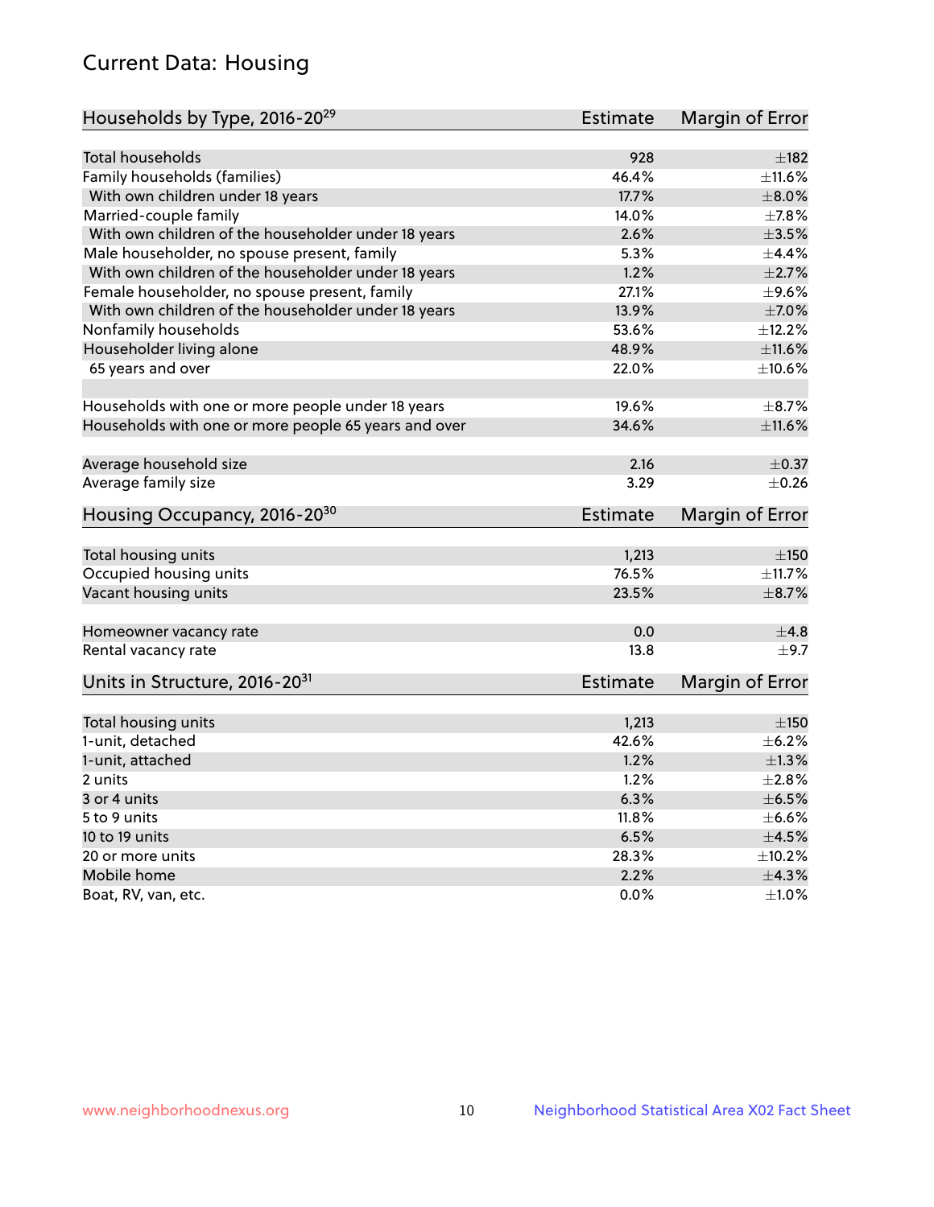# Current Data: Housing

| Households by Type, 2016-20[29] | Estimate | Margin of Error |
|---|---|---|
| Total households | 928 | ±182 |
| Family households (families) | 46.4% | ±11.6% |
| With own children under 18 years | 17.7% | ±8.0% |
| Married-couple family | 14.0% | ±7.8% |
| With own children of the householder under 18 years | 2.6% | ±3.5% |
| Male householder, no spouse present, family | 5.3% | ±4.4% |
| With own children of the householder under 18 years | 1.2% | ±2.7% |
| Female householder, no spouse present, family | 27.1% | ±9.6% |
| With own children of the householder under 18 years | 13.9% | ±7.0% |
| Nonfamily households | 53.6% | ±12.2% |
| Householder living alone | 48.9% | ±11.6% |
| 65 years and over | 22.0% | ±10.6% |
| Households with one or more people under 18 years | 19.6% | ±8.7% |
| Households with one or more people 65 years and over | 34.6% | ±11.6% |
| Average household size | 2.16 | ±0.37 |
| Average family size | 3.29 | ±0.26 |

| Housing Occupancy, 2016-20[30] | Estimate | Margin of Error |
|---|---|---|
| Total housing units | 1,213 | ±150 |
| Occupied housing units | 76.5% | ±11.7% |
| Vacant housing units | 23.5% | ±8.7% |
| Homeowner vacancy rate | 0.0 | ±4.8 |
| Rental vacancy rate | 13.8 | ±9.7 |

| Units in Structure, 2016-20[31] | Estimate | Margin of Error |
|---|---|---|
| Total housing units | 1,213 | ±150 |
| 1-unit, detached | 42.6% | ±6.2% |
| 1-unit, attached | 1.2% | ±1.3% |
| 2 units | 1.2% | ±2.8% |
| 3 or 4 units | 6.3% | ±6.5% |
| 5 to 9 units | 11.8% | ±6.6% |
| 10 to 19 units | 6.5% | ±4.5% |
| 20 or more units | 28.3% | ±10.2% |
| Mobile home | 2.2% | ±4.3% |
| Boat, RV, van, etc. | 0.0% | ±1.0% |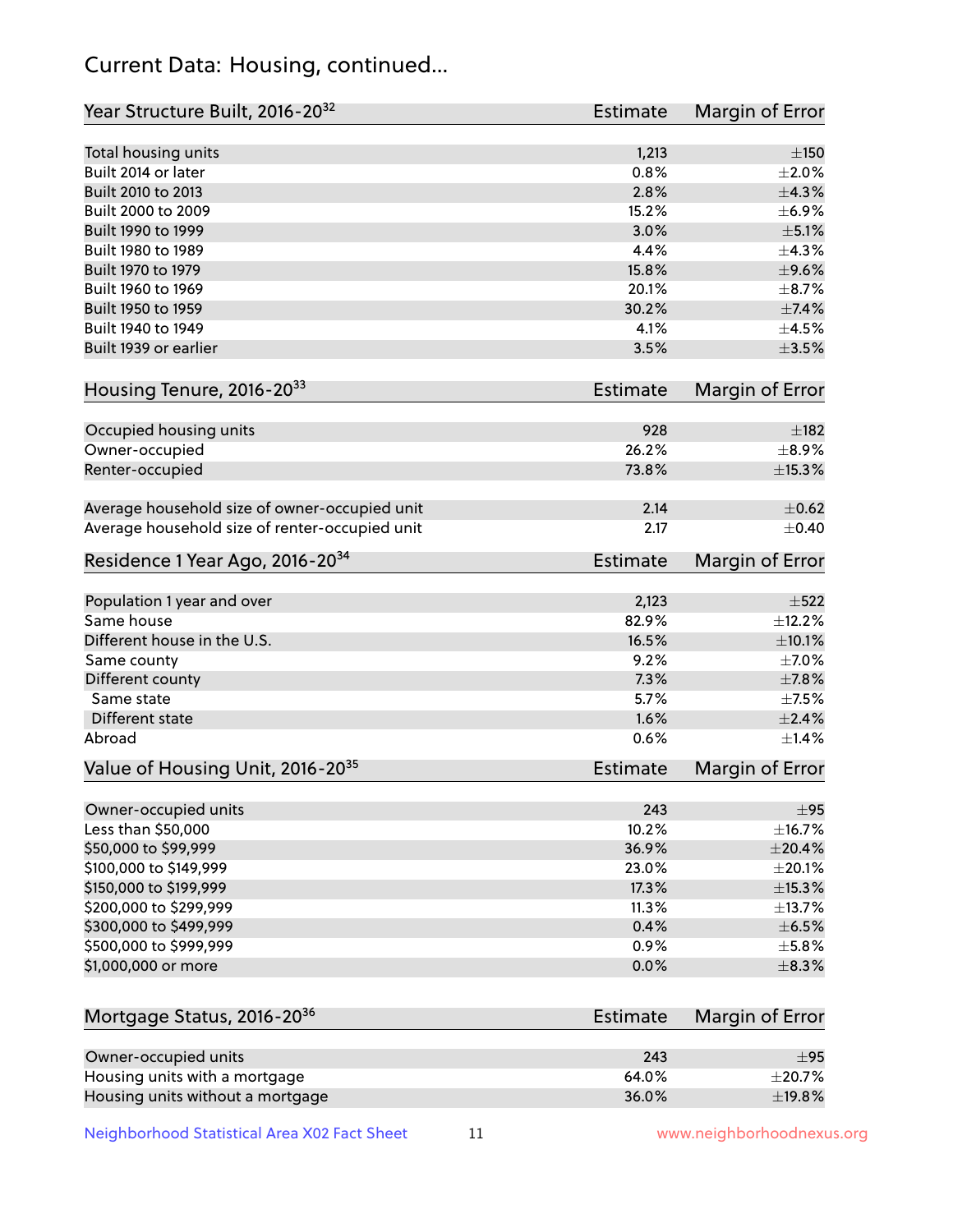## Current Data: Housing, continued...

| Year Structure Built, 2016-20[32] | Estimate | Margin of Error |
|---|---|---|
| Total housing units | 1,213 | ±150 |
| Built 2014 or later | 0.8% | ±2.0% |
| Built 2010 to 2013 | 2.8% | ±4.3% |
| Built 2000 to 2009 | 15.2% | ±6.9% |
| Built 1990 to 1999 | 3.0% | ±5.1% |
| Built 1980 to 1989 | 4.4% | ±4.3% |
| Built 1970 to 1979 | 15.8% | ±9.6% |
| Built 1960 to 1969 | 20.1% | ±8.7% |
| Built 1950 to 1959 | 30.2% | ±7.4% |
| Built 1940 to 1949 | 4.1% | ±4.5% |
| Built 1939 or earlier | 3.5% | ±3.5% |

| Housing Tenure, 2016-20[33] | Estimate | Margin of Error |
|---|---|---|
| Occupied housing units | 928 | ±182 |
| Owner-occupied | 26.2% | ±8.9% |
| Renter-occupied | 73.8% | ±15.3% |
| Average household size of owner-occupied unit | 2.14 | ±0.62 |
| Average household size of renter-occupied unit | 2.17 | ±0.40 |

| Residence 1 Year Ago, 2016-20[34] | Estimate | Margin of Error |
|---|---|---|
| Population 1 year and over | 2,123 | ±522 |
| Same house | 82.9% | ±12.2% |
| Different house in the U.S. | 16.5% | ±10.1% |
| Same county | 9.2% | ±7.0% |
| Different county | 7.3% | ±7.8% |
| Same state | 5.7% | ±7.5% |
| Different state | 1.6% | ±2.4% |
| Abroad | 0.6% | ±1.4% |

| Value of Housing Unit, 2016-20[35] | Estimate | Margin of Error |
|---|---|---|
| Owner-occupied units | 243 | ±95 |
| Less than $50,000 | 10.2% | ±16.7% |
| $50,000 to $99,999 | 36.9% | ±20.4% |
| $100,000 to $149,999 | 23.0% | ±20.1% |
| $150,000 to $199,999 | 17.3% | ±15.3% |
| $200,000 to $299,999 | 11.3% | ±13.7% |
| $300,000 to $499,999 | 0.4% | ±6.5% |
| $500,000 to $999,999 | 0.9% | ±5.8% |
| $1,000,000 or more | 0.0% | ±8.3% |

| Mortgage Status, 2016-20[36] | Estimate | Margin of Error |
|---|---|---|
| Owner-occupied units | 243 | ±95 |
| Housing units with a mortgage | 64.0% | ±20.7% |
| Housing units without a mortgage | 36.0% | ±19.8% |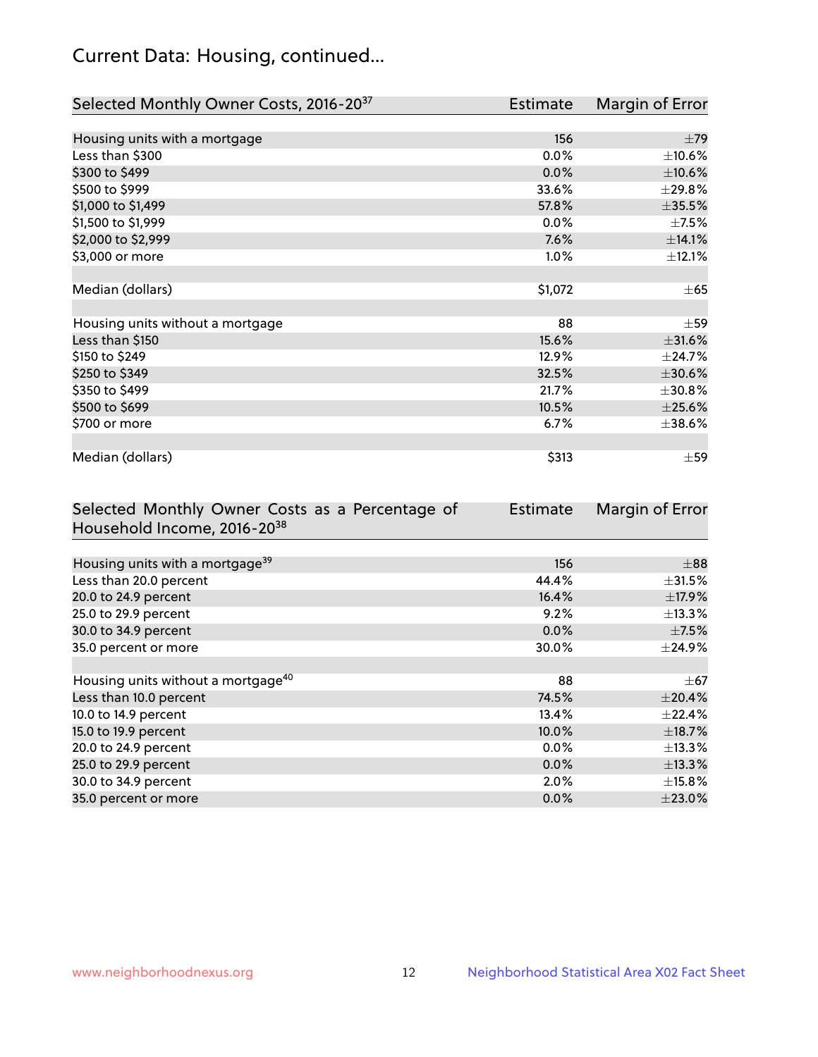# Current Data: Housing, continued...

| Selected Monthly Owner Costs, 2016-20[37] | Estimate | Margin of Error |
|---|---|---|
| Housing units with a mortgage | 156 | ±79 |
| Less than $300 | 0.0% | ±10.6% |
| $300 to $499 | 0.0% | ±10.6% |
| $500 to $999 | 33.6% | ±29.8% |
| $1,000 to $1,499 | 57.8% | ±35.5% |
| $1,500 to $1,999 | 0.0% | ±7.5% |
| $2,000 to $2,999 | 7.6% | ±14.1% |
| $3,000 or more | 1.0% | ±12.1% |
| | | |
| Median (dollars) | $1,072 | ±65 |
| | | |
| Housing units without a mortgage | 88 | ±59 |
| Less than $150 | 15.6% | ±31.6% |
| $150 to $249 | 12.9% | ±24.7% |
| $250 to $349 | 32.5% | ±30.6% |
| $350 to $499 | 21.7% | ±30.8% |
| $500 to $699 | 10.5% | ±25.6% |
| $700 or more | 6.7% | ±38.6% |
| | | |
| Median (dollars) | $313 | ±59 |

| Selected Monthly Owner Costs as a Percentage of Household Income, 2016-20[38] | Estimate | Margin of Error |
|---|---|---|
| Housing units with a mortgage[39] | 156 | ±88 |
| Less than 20.0 percent | 44.4% | ±31.5% |
| 20.0 to 24.9 percent | 16.4% | ±17.9% |
| 25.0 to 29.9 percent | 9.2% | ±13.3% |
| 30.0 to 34.9 percent | 0.0% | ±7.5% |
| 35.0 percent or more | 30.0% | ±24.9% |
| | | |
| Housing units without a mortgage[40] | 88 | ±67 |
| Less than 10.0 percent | 74.5% | ±20.4% |
| 10.0 to 14.9 percent | 13.4% | ±22.4% |
| 15.0 to 19.9 percent | 10.0% | ±18.7% |
| 20.0 to 24.9 percent | 0.0% | ±13.3% |
| 25.0 to 29.9 percent | 0.0% | ±13.3% |
| 30.0 to 34.9 percent | 2.0% | ±15.8% |
| 35.0 percent or more | 0.0% | ±23.0% |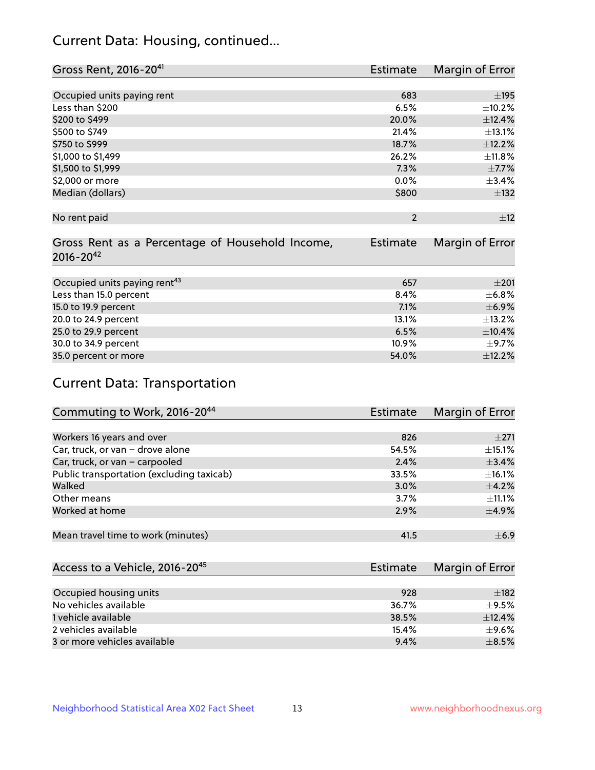## Current Data: Housing, continued...

| Gross Rent, 2016-20[41] | Estimate | Margin of Error |
|---|---|---|
| Occupied units paying rent | 683 | ±195 |
| Less than $200 | 6.5% | ±10.2% |
| $200 to $499 | 20.0% | ±12.4% |
| $500 to $749 | 21.4% | ±13.1% |
| $750 to $999 | 18.7% | ±12.2% |
| $1,000 to $1,499 | 26.2% | ±11.8% |
| $1,500 to $1,999 | 7.3% | ±7.7% |
| $2,000 or more | 0.0% | ±3.4% |
| Median (dollars) | $800 | ±132 |
| No rent paid | 2 | ±12 |

| Gross Rent as a Percentage of Household Income, 2016-20[42] | Estimate | Margin of Error |
|---|---|---|
| Occupied units paying rent[43] | 657 | ±201 |
| Less than 15.0 percent | 8.4% | ±6.8% |
| 15.0 to 19.9 percent | 7.1% | ±6.9% |
| 20.0 to 24.9 percent | 13.1% | ±13.2% |
| 25.0 to 29.9 percent | 6.5% | ±10.4% |
| 30.0 to 34.9 percent | 10.9% | ±9.7% |
| 35.0 percent or more | 54.0% | ±12.2% |

## Current Data: Transportation

| Commuting to Work, 2016-20[44] | Estimate | Margin of Error |
|---|---|---|
| Workers 16 years and over | 826 | ±271 |
| Car, truck, or van – drove alone | 54.5% | ±15.1% |
| Car, truck, or van – carpooled | 2.4% | ±3.4% |
| Public transportation (excluding taxicab) | 33.5% | ±16.1% |
| Walked | 3.0% | ±4.2% |
| Other means | 3.7% | ±11.1% |
| Worked at home | 2.9% | ±4.9% |
| Mean travel time to work (minutes) | 41.5 | ±6.9 |

| Access to a Vehicle, 2016-20[45] | Estimate | Margin of Error |
|---|---|---|
| Occupied housing units | 928 | ±182 |
| No vehicles available | 36.7% | ±9.5% |
| 1 vehicle available | 38.5% | ±12.4% |
| 2 vehicles available | 15.4% | ±9.6% |
| 3 or more vehicles available | 9.4% | ±8.5% |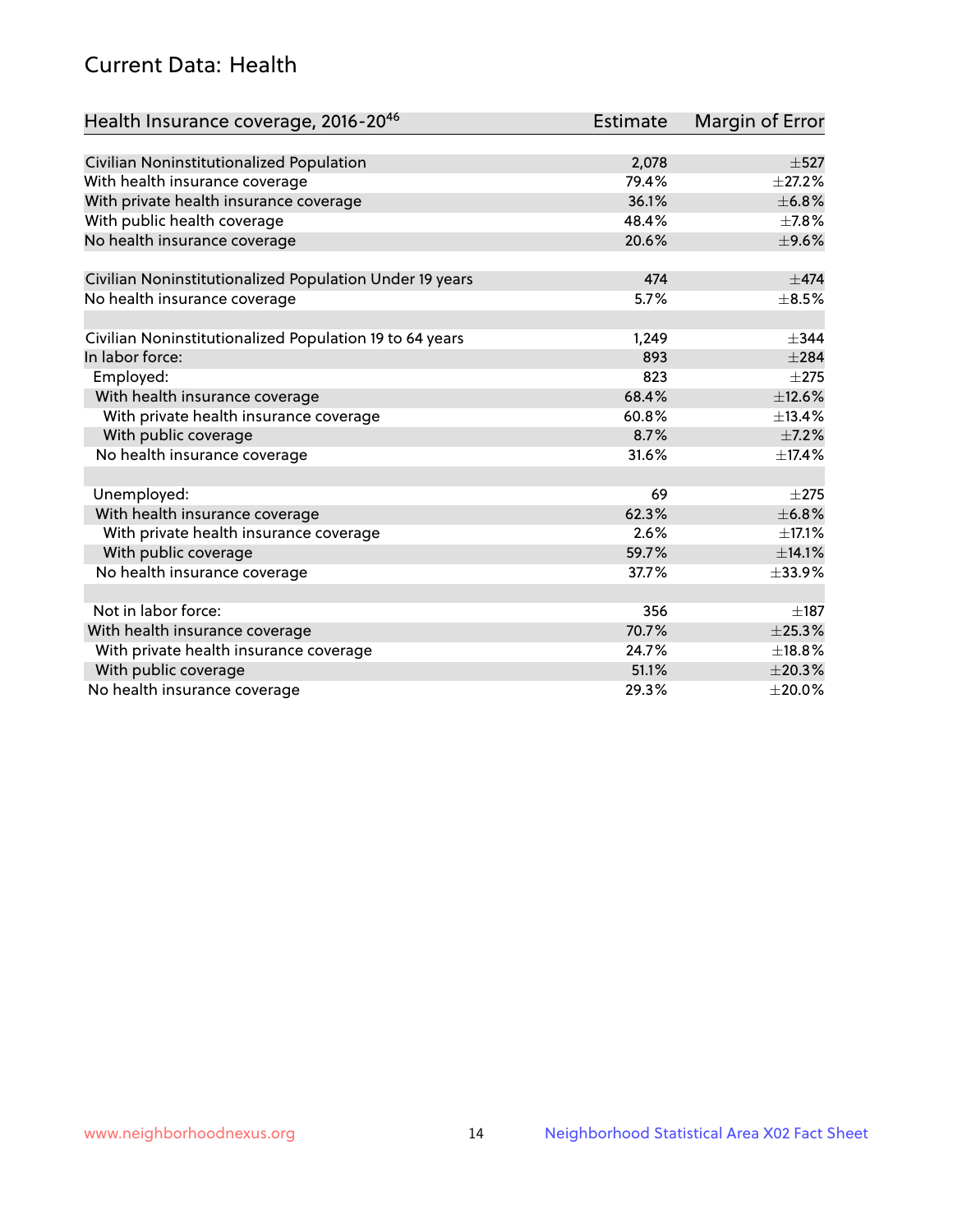## Current Data: Health

| Health Insurance coverage, 2016-20[46] | Estimate | Margin of Error |
| --- | --- | --- |
| Civilian Noninstitutionalized Population | 2,078 | ±527 |
| With health insurance coverage | 79.4% | ±27.2% |
| With private health insurance coverage | 36.1% | ±6.8% |
| With public health coverage | 48.4% | ±7.8% |
| No health insurance coverage | 20.6% | ±9.6% |
| | | |
| Civilian Noninstitutionalized Population Under 19 years | 474 | ±474 |
| No health insurance coverage | 5.7% | ±8.5% |
| | | |
| Civilian Noninstitutionalized Population 19 to 64 years | 1,249 | ±344 |
| In labor force: | 893 | ±284 |
| Employed: | 823 | ±275 |
| With health insurance coverage | 68.4% | ±12.6% |
| With private health insurance coverage | 60.8% | ±13.4% |
| With public coverage | 8.7% | ±7.2% |
| No health insurance coverage | 31.6% | ±17.4% |
| | | |
| Unemployed: | 69 | ±275 |
| With health insurance coverage | 62.3% | ±6.8% |
| With private health insurance coverage | 2.6% | ±17.1% |
| With public coverage | 59.7% | ±14.1% |
| No health insurance coverage | 37.7% | ±33.9% |
| | | |
| Not in labor force: | 356 | ±187 |
| With health insurance coverage | 70.7% | ±25.3% |
| With private health insurance coverage | 24.7% | ±18.8% |
| With public coverage | 51.1% | ±20.3% |
| No health insurance coverage | 29.3% | ±20.0% |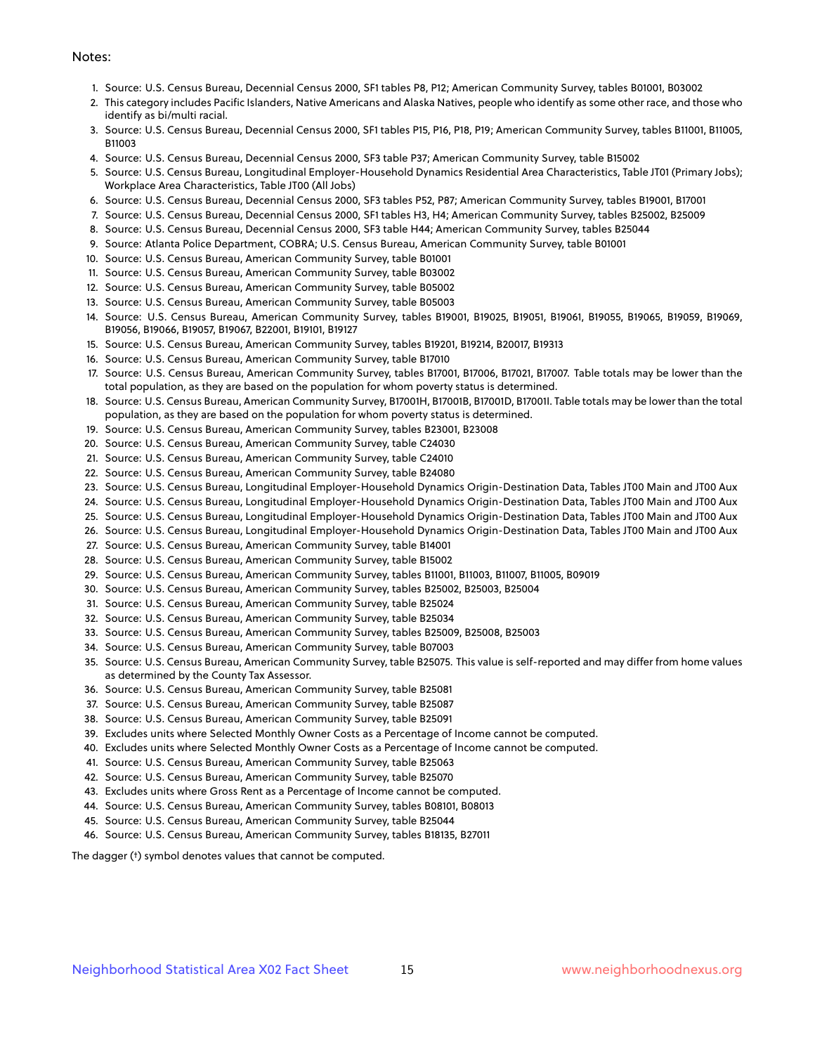Notes:

1. Source: U.S. Census Bureau, Decennial Census 2000, SF1 tables P8, P12; American Community Survey, tables B01001, B03002
2. This category includes Pacific Islanders, Native Americans and Alaska Natives, people who identify as some other race, and those who identify as bi/multi racial.
3. Source: U.S. Census Bureau, Decennial Census 2000, SF1 tables P15, P16, P18, P19; American Community Survey, tables B11001, B11005, B11003
4. Source: U.S. Census Bureau, Decennial Census 2000, SF3 table P37; American Community Survey, table B15002
5. Source: U.S. Census Bureau, Longitudinal Employer-Household Dynamics Residential Area Characteristics, Table JT01 (Primary Jobs); Workplace Area Characteristics, Table JT00 (All Jobs)
6. Source: U.S. Census Bureau, Decennial Census 2000, SF3 tables P52, P87; American Community Survey, tables B19001, B17001
7. Source: U.S. Census Bureau, Decennial Census 2000, SF1 tables H3, H4; American Community Survey, tables B25002, B25009
8. Source: U.S. Census Bureau, Decennial Census 2000, SF3 table H44; American Community Survey, tables B25044
9. Source: Atlanta Police Department, COBRA; U.S. Census Bureau, American Community Survey, table B01001
10. Source: U.S. Census Bureau, American Community Survey, table B01001
11. Source: U.S. Census Bureau, American Community Survey, table B03002
12. Source: U.S. Census Bureau, American Community Survey, table B05002
13. Source: U.S. Census Bureau, American Community Survey, table B05003
14. Source: U.S. Census Bureau, American Community Survey, tables B19001, B19025, B19051, B19061, B19055, B19065, B19059, B19069, B19056, B19066, B19057, B19067, B22001, B19101, B19127
15. Source: U.S. Census Bureau, American Community Survey, tables B19201, B19214, B20017, B19313
16. Source: U.S. Census Bureau, American Community Survey, table B17010
17. Source: U.S. Census Bureau, American Community Survey, tables B17001, B17006, B17021, B17007. Table totals may be lower than the total population, as they are based on the population for whom poverty status is determined.
18. Source: U.S. Census Bureau, American Community Survey, B17001H, B17001B, B17001D, B17001I. Table totals may be lower than the total population, as they are based on the population for whom poverty status is determined.
19. Source: U.S. Census Bureau, American Community Survey, tables B23001, B23008
20. Source: U.S. Census Bureau, American Community Survey, table C24030
21. Source: U.S. Census Bureau, American Community Survey, table C24010
22. Source: U.S. Census Bureau, American Community Survey, table B24080
23. Source: U.S. Census Bureau, Longitudinal Employer-Household Dynamics Origin-Destination Data, Tables JT00 Main and JT00 Aux
24. Source: U.S. Census Bureau, Longitudinal Employer-Household Dynamics Origin-Destination Data, Tables JT00 Main and JT00 Aux
25. Source: U.S. Census Bureau, Longitudinal Employer-Household Dynamics Origin-Destination Data, Tables JT00 Main and JT00 Aux
26. Source: U.S. Census Bureau, Longitudinal Employer-Household Dynamics Origin-Destination Data, Tables JT00 Main and JT00 Aux
27. Source: U.S. Census Bureau, American Community Survey, table B14001
28. Source: U.S. Census Bureau, American Community Survey, table B15002
29. Source: U.S. Census Bureau, American Community Survey, tables B11001, B11003, B11007, B11005, B09019
30. Source: U.S. Census Bureau, American Community Survey, tables B25002, B25003, B25004
31. Source: U.S. Census Bureau, American Community Survey, table B25024
32. Source: U.S. Census Bureau, American Community Survey, table B25034
33. Source: U.S. Census Bureau, American Community Survey, tables B25009, B25008, B25003
34. Source: U.S. Census Bureau, American Community Survey, table B07003
35. Source: U.S. Census Bureau, American Community Survey, table B25075. This value is self-reported and may differ from home values as determined by the County Tax Assessor.
36. Source: U.S. Census Bureau, American Community Survey, table B25081
37. Source: U.S. Census Bureau, American Community Survey, table B25087
38. Source: U.S. Census Bureau, American Community Survey, table B25091
39. Excludes units where Selected Monthly Owner Costs as a Percentage of Income cannot be computed.
40. Excludes units where Selected Monthly Owner Costs as a Percentage of Income cannot be computed.
41. Source: U.S. Census Bureau, American Community Survey, table B25063
42. Source: U.S. Census Bureau, American Community Survey, table B25070
43. Excludes units where Gross Rent as a Percentage of Income cannot be computed.
44. Source: U.S. Census Bureau, American Community Survey, tables B08101, B08013
45. Source: U.S. Census Bureau, American Community Survey, table B25044
46. Source: U.S. Census Bureau, American Community Survey, tables B18135, B27011

The dagger (†) symbol denotes values that cannot be computed.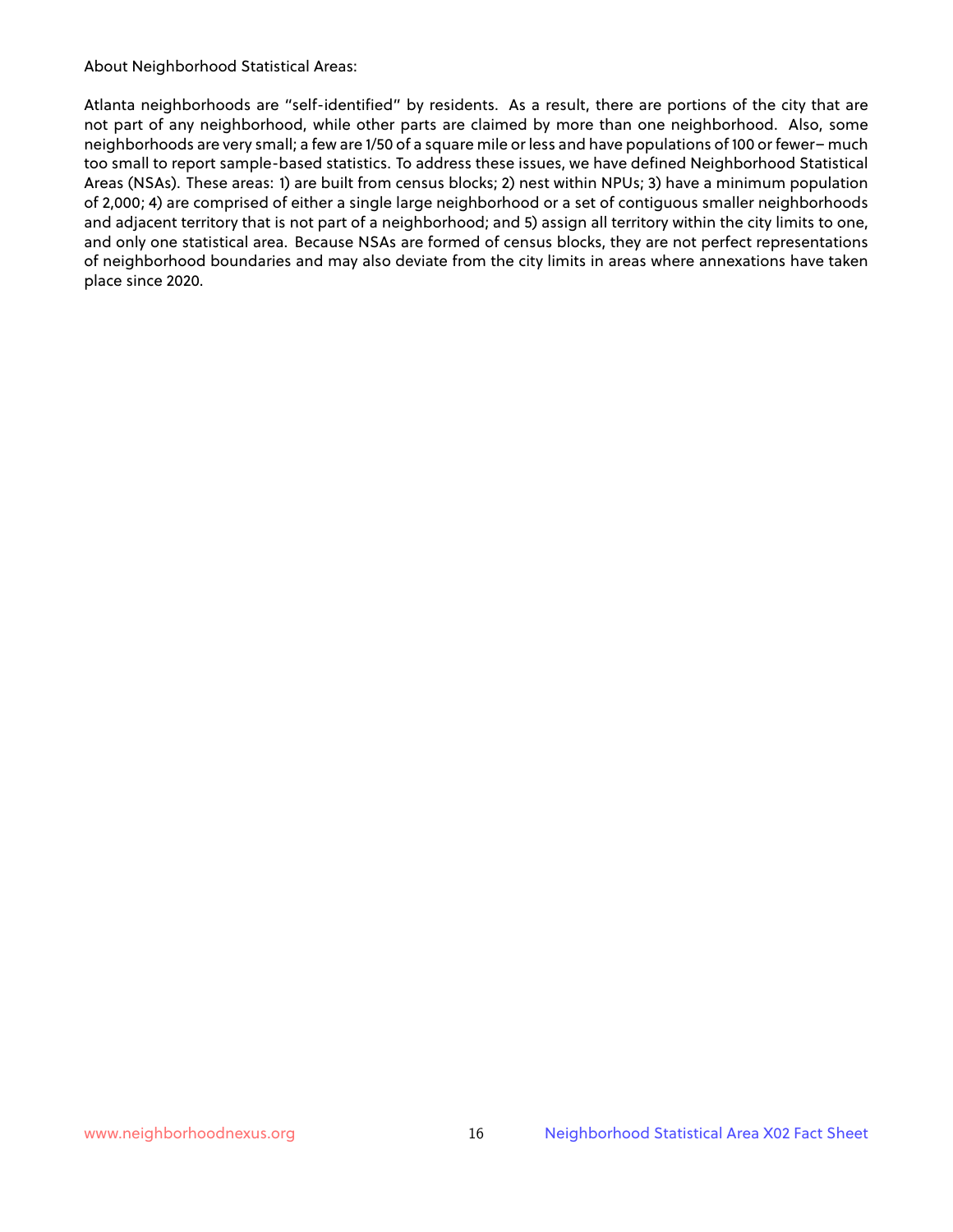About Neighborhood Statistical Areas:

Atlanta neighborhoods are "self-identified" by residents. As a result, there are portions of the city that are not part of any neighborhood, while other parts are claimed by more than one neighborhood. Also, some neighborhoods are very small; a few are 1/50 of a square mile or less and have populations of 100 or fewer– much too small to report sample-based statistics. To address these issues, we have defined Neighborhood Statistical Areas (NSAs). These areas: 1) are built from census blocks; 2) nest within NPUs; 3) have a minimum population of 2,000; 4) are comprised of either a single large neighborhood or a set of contiguous smaller neighborhoods and adjacent territory that is not part of a neighborhood; and 5) assign all territory within the city limits to one, and only one statistical area. Because NSAs are formed of census blocks, they are not perfect representations of neighborhood boundaries and may also deviate from the city limits in areas where annexations have taken place since 2020.